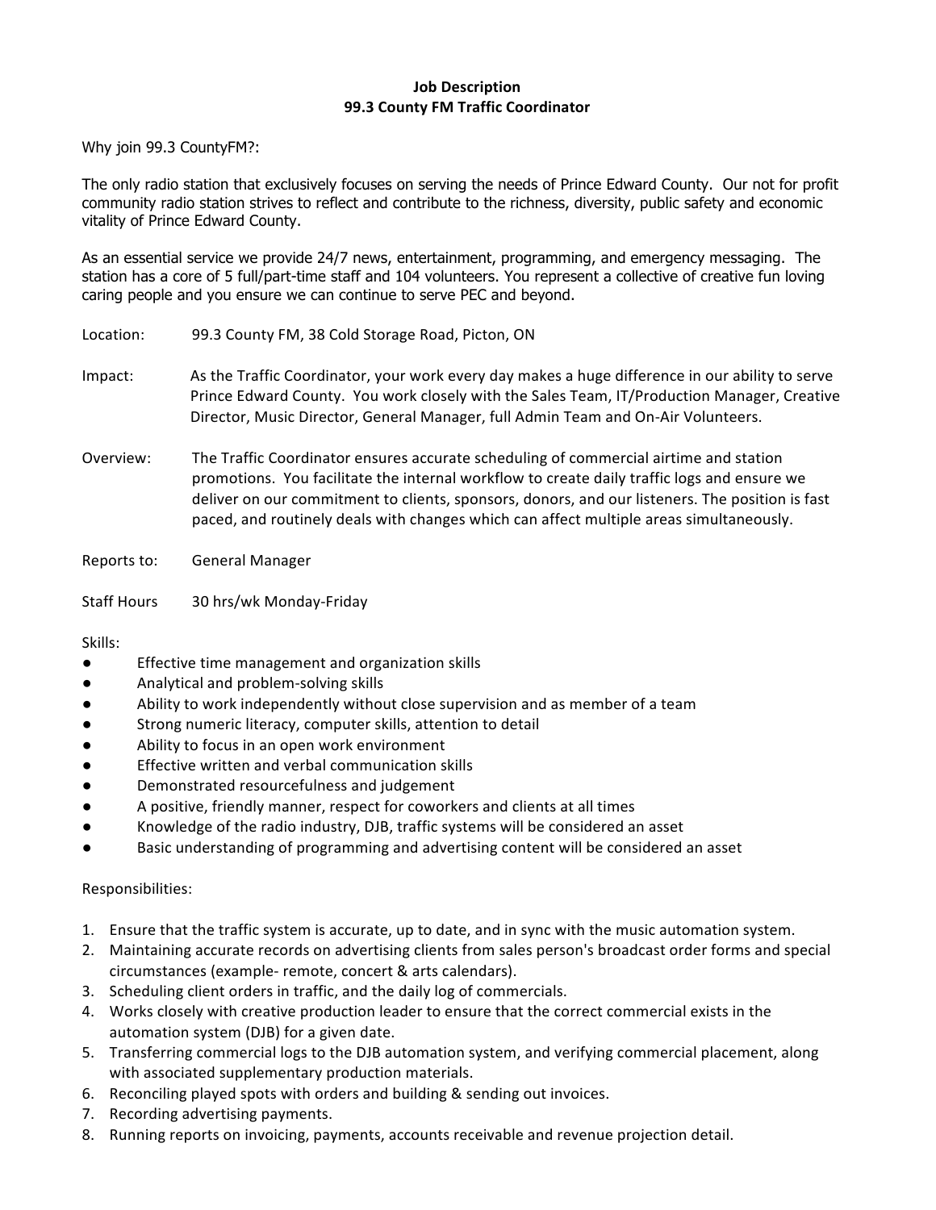# Job Description
# 99.3 County FM Traffic Coordinator

Why join 99.3 CountyFM?:

The only radio station that exclusively focuses on serving the needs of Prince Edward County. Our not for profit community radio station strives to reflect and contribute to the richness, diversity, public safety and economic vitality of Prince Edward County.

As an essential service we provide 24/7 news, entertainment, programming, and emergency messaging. The station has a core of 5 full/part-time staff and 104 volunteers. You represent a collective of creative fun loving caring people and you ensure we can continue to serve PEC and beyond.

**Location:** 99.3 County FM, 38 Cold Storage Road, Picton, ON

**Impact:** As the Traffic Coordinator, your work every day makes a huge difference in our ability to serve Prince Edward County. You work closely with the Sales Team, IT/Production Manager, Creative Director, Music Director, General Manager, full Admin Team and On-Air Volunteers.

**Overview:** The Traffic Coordinator ensures accurate scheduling of commercial airtime and station promotions. You facilitate the internal workflow to create daily traffic logs and ensure we deliver on our commitment to clients, sponsors, donors, and our listeners. The position is fast paced, and routinely deals with changes which can affect multiple areas simultaneously.

**Reports to:** General Manager

**Staff Hours** 30 hrs/wk Monday-Friday

Skills:

- Effective time management and organization skills
- Analytical and problem-solving skills
- Ability to work independently without close supervision and as member of a team
- Strong numeric literacy, computer skills, attention to detail
- Ability to focus in an open work environment
- Effective written and verbal communication skills
- Demonstrated resourcefulness and judgement
- A positive, friendly manner, respect for coworkers and clients at all times
- Knowledge of the radio industry, DJB, traffic systems will be considered an asset
- Basic understanding of programming and advertising content will be considered an asset

Responsibilities:

1. Ensure that the traffic system is accurate, up to date, and in sync with the music automation system.
2. Maintaining accurate records on advertising clients from sales person's broadcast order forms and special circumstances (example- remote, concert & arts calendars).
3. Scheduling client orders in traffic, and the daily log of commercials.
4. Works closely with creative production leader to ensure that the correct commercial exists in the automation system (DJB) for a given date.
5. Transferring commercial logs to the DJB automation system, and verifying commercial placement, along with associated supplementary production materials.
6. Reconciling played spots with orders and building & sending out invoices.
7. Recording advertising payments.
8. Running reports on invoicing, payments, accounts receivable and revenue projection detail.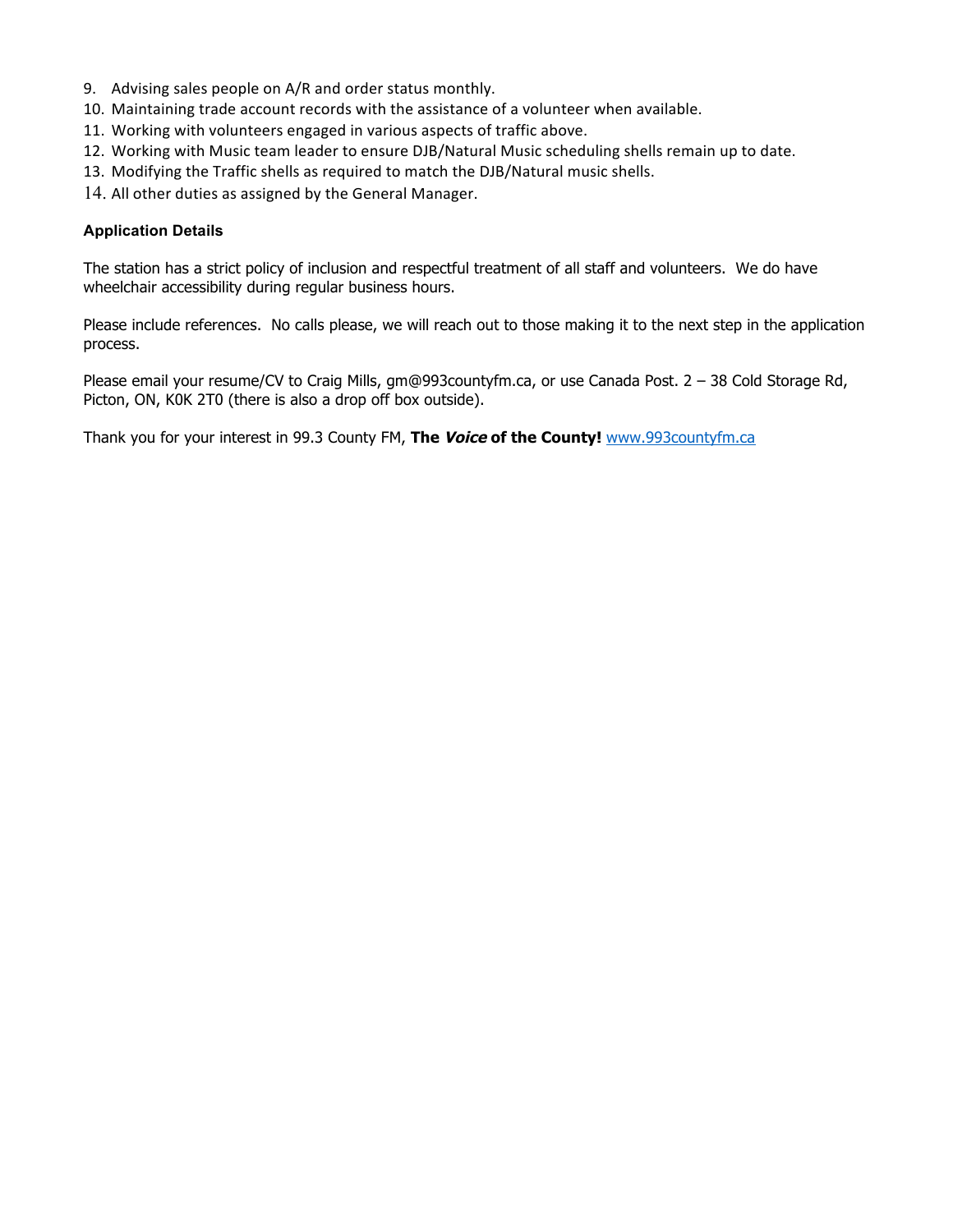9. Advising sales people on A/R and order status monthly.
10. Maintaining trade account records with the assistance of a volunteer when available.
11. Working with volunteers engaged in various aspects of traffic above.
12. Working with Music team leader to ensure DJB/Natural Music scheduling shells remain up to date.
13. Modifying the Traffic shells as required to match the DJB/Natural music shells.
14. All other duties as assigned by the General Manager.

**Application Details**

The station has a strict policy of inclusion and respectful treatment of all staff and volunteers. We do have wheelchair accessibility during regular business hours.

Please include references. No calls please, we will reach out to those making it to the next step in the application process.

Please email your resume/CV to Craig Mills, gm@993countyfm.ca, or use Canada Post. 2 – 38 Cold Storage Rd, Picton, ON, K0K 2T0 (there is also a drop off box outside).

Thank you for your interest in 99.3 County FM, **The *Voice* of the County!** www.993countyfm.ca